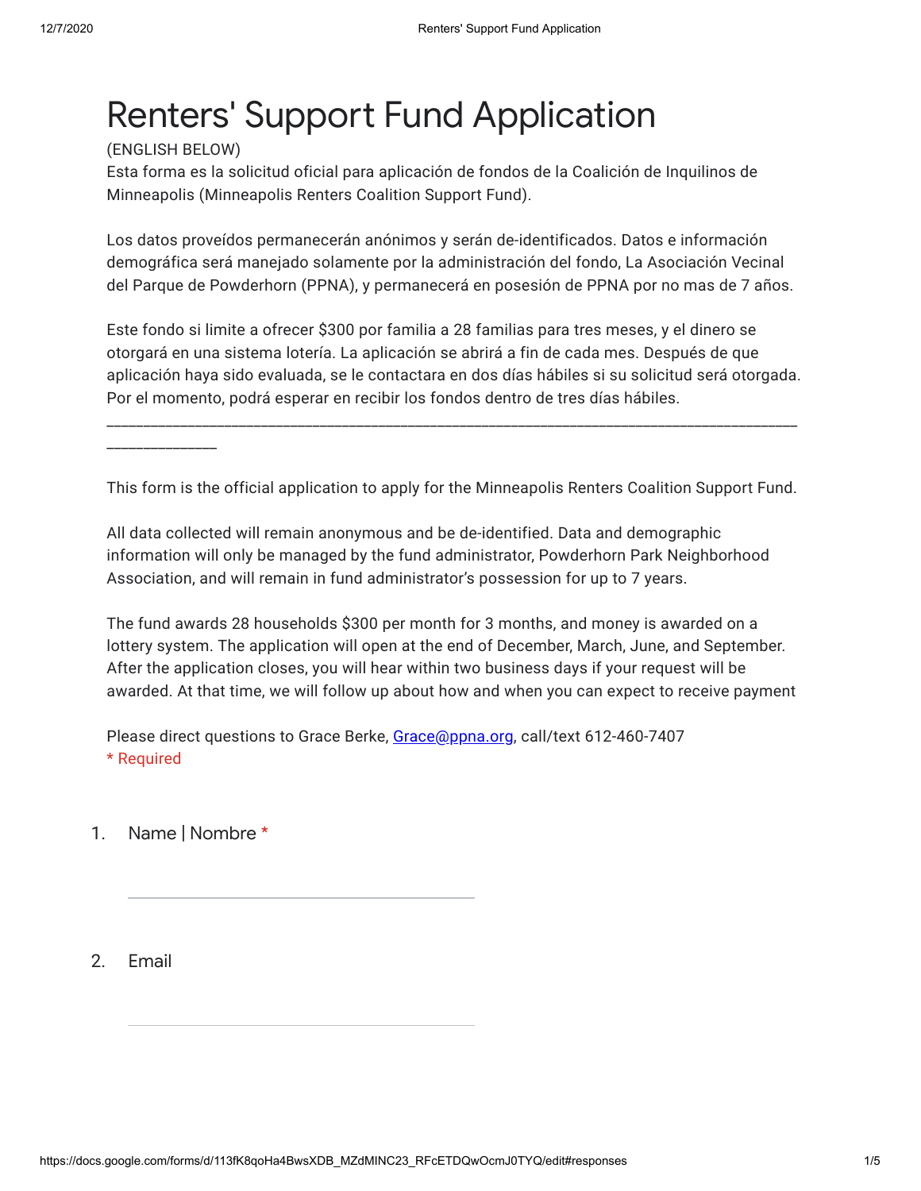# Renters' Support Fund Application

(ENGLISH BELOW)
Esta forma es la solicitud oficial para aplicación de fondos de la Coalición de Inquilinos de Minneapolis (Minneapolis Renters Coalition Support Fund).

Los datos proveídos permanecerán anónimos y serán de-identificados. Datos e información demográfica será manejado solamente por la administración del fondo, La Asociación Vecinal del Parque de Powderhorn (PPNA), y permanecerá en posesión de PPNA por no mas de 7 años.

Este fondo si limite a ofrecer $300 por familia a 28 familias para tres meses, y el dinero se otorgará en una sistema lotería. La aplicación se abrirá a fin de cada mes. Después de que aplicación haya sido evaluada, se le contactara en dos días hábiles si su solicitud será otorgada. Por el momento, podrá esperar en recibir los fondos dentro de tres días hábiles.

---

This form is the official application to apply for the Minneapolis Renters Coalition Support Fund.

All data collected will remain anonymous and be de-identified. Data and demographic information will only be managed by the fund administrator, Powderhorn Park Neighborhood Association, and will remain in fund administrator's possession for up to 7 years.

The fund awards 28 households $300 per month for 3 months, and money is awarded on a lottery system. The application will open at the end of December, March, June, and September. After the application closes, you will hear within two business days if your request will be awarded. At that time, we will follow up about how and when you can expect to receive payment

Please direct questions to Grace Berke, Grace@ppna.org, call/text 612-460-7407
* Required

1. Name | Nombre *

_______________________________

2. Email

_______________________________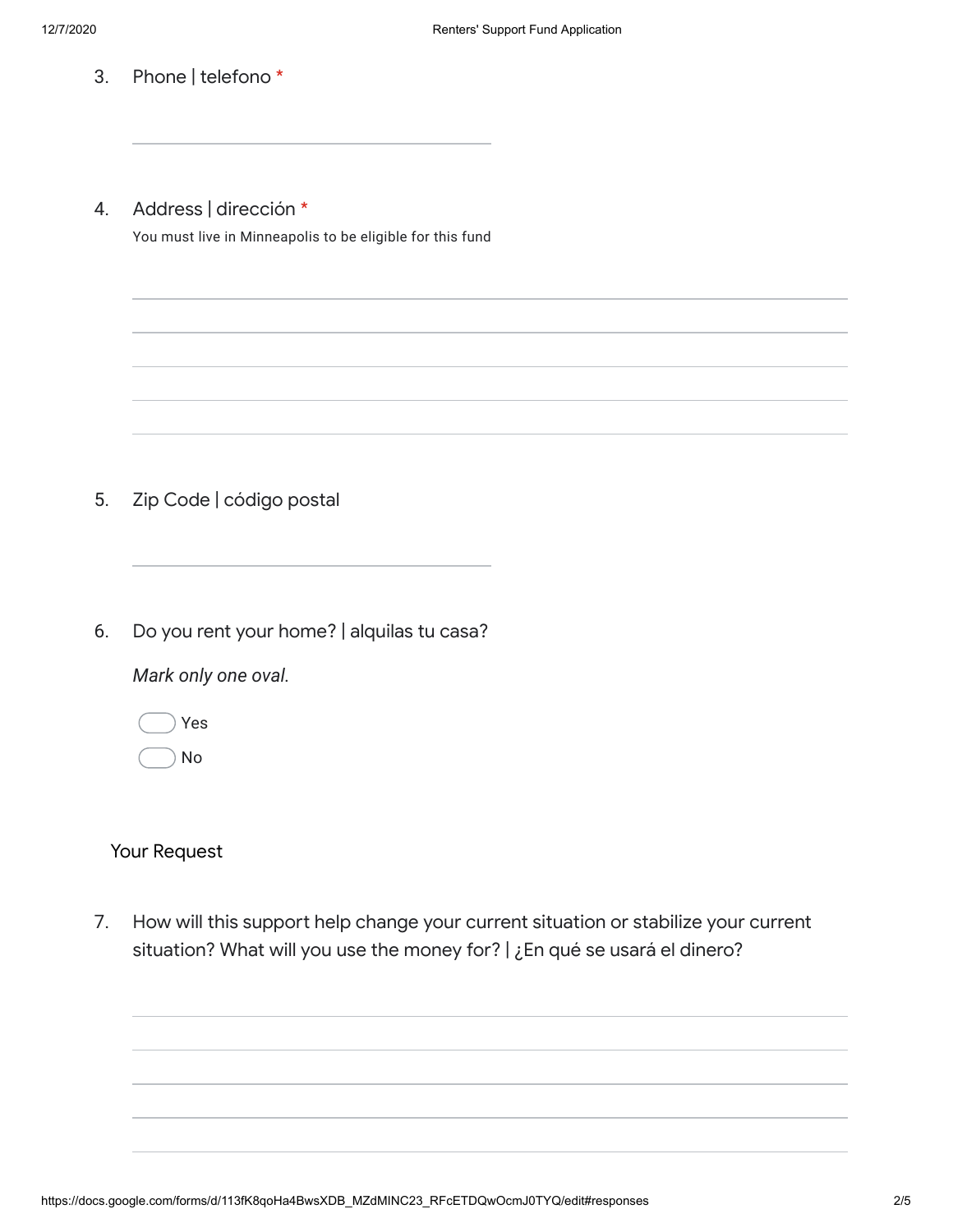3. Phone | telefono *

\_\_\_\_\_\_\_\_\_\_\_\_\_\_\_\_\_\_\_\_\_\_\_\_\_\_\_\_\_\_\_\_

4. Address | dirección *

   You must live in Minneapolis to be eligible for this fund

\_\_\_\_\_\_\_\_\_\_\_\_\_\_\_\_\_\_\_\_\_\_\_\_\_\_\_\_\_\_\_\_\_\_\_\_\_\_\_\_\_\_\_\_\_\_\_\_\_\_\_\_\_\_\_\_\_\_\_\_

\_\_\_\_\_\_\_\_\_\_\_\_\_\_\_\_\_\_\_\_\_\_\_\_\_\_\_\_\_\_\_\_\_\_\_\_\_\_\_\_\_\_\_\_\_\_\_\_\_\_\_\_\_\_\_\_\_\_\_\_

\_\_\_\_\_\_\_\_\_\_\_\_\_\_\_\_\_\_\_\_\_\_\_\_\_\_\_\_\_\_\_\_\_\_\_\_\_\_\_\_\_\_\_\_\_\_\_\_\_\_\_\_\_\_\_\_\_\_\_\_

\_\_\_\_\_\_\_\_\_\_\_\_\_\_\_\_\_\_\_\_\_\_\_\_\_\_\_\_\_\_\_\_\_\_\_\_\_\_\_\_\_\_\_\_\_\_\_\_\_\_\_\_\_\_\_\_\_\_\_\_

\_\_\_\_\_\_\_\_\_\_\_\_\_\_\_\_\_\_\_\_\_\_\_\_\_\_\_\_\_\_\_\_\_\_\_\_\_\_\_\_\_\_\_\_\_\_\_\_\_\_\_\_\_\_\_\_\_\_\_\_

5. Zip Code | código postal

\_\_\_\_\_\_\_\_\_\_\_\_\_\_\_\_\_\_\_\_\_\_\_\_\_\_\_\_\_\_\_\_

6. Do you rent your home? | alquilas tu casa?

   *Mark only one oval.*

   - ( ) Yes
   - ( ) No

## Your Request

7. How will this support help change your current situation or stabilize your current situation? What will you use the money for? | ¿En qué se usará el dinero?

\_\_\_\_\_\_\_\_\_\_\_\_\_\_\_\_\_\_\_\_\_\_\_\_\_\_\_\_\_\_\_\_\_\_\_\_\_\_\_\_\_\_\_\_\_\_\_\_\_\_\_\_\_\_\_\_\_\_\_\_

\_\_\_\_\_\_\_\_\_\_\_\_\_\_\_\_\_\_\_\_\_\_\_\_\_\_\_\_\_\_\_\_\_\_\_\_\_\_\_\_\_\_\_\_\_\_\_\_\_\_\_\_\_\_\_\_\_\_\_\_

\_\_\_\_\_\_\_\_\_\_\_\_\_\_\_\_\_\_\_\_\_\_\_\_\_\_\_\_\_\_\_\_\_\_\_\_\_\_\_\_\_\_\_\_\_\_\_\_\_\_\_\_\_\_\_\_\_\_\_\_

\_\_\_\_\_\_\_\_\_\_\_\_\_\_\_\_\_\_\_\_\_\_\_\_\_\_\_\_\_\_\_\_\_\_\_\_\_\_\_\_\_\_\_\_\_\_\_\_\_\_\_\_\_\_\_\_\_\_\_\_

\_\_\_\_\_\_\_\_\_\_\_\_\_\_\_\_\_\_\_\_\_\_\_\_\_\_\_\_\_\_\_\_\_\_\_\_\_\_\_\_\_\_\_\_\_\_\_\_\_\_\_\_\_\_\_\_\_\_\_\_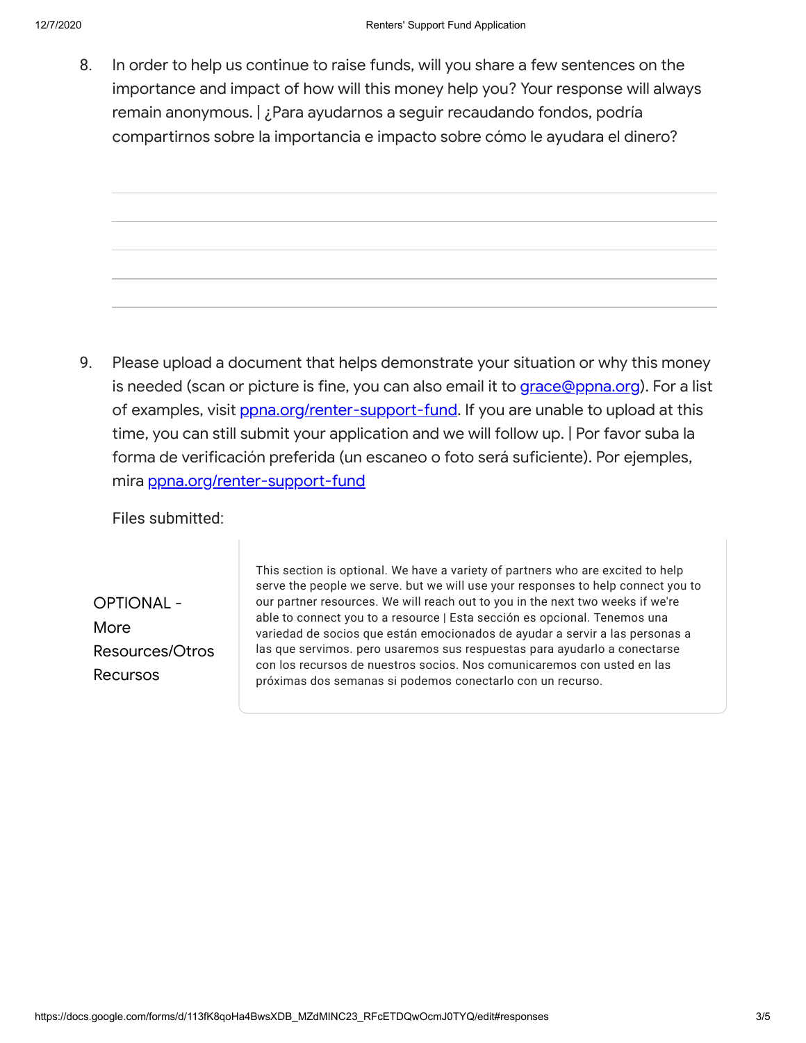8. In order to help us continue to raise funds, will you share a few sentences on the importance and impact of how will this money help you? Your response will always remain anonymous. | ¿Para ayudarnos a seguir recaudando fondos, podría compartirnos sobre la importancia e impacto sobre cómo le ayudara el dinero?

9. Please upload a document that helps demonstrate your situation or why this money is needed (scan or picture is fine, you can also email it to grace@ppna.org). For a list of examples, visit ppna.org/renter-support-fund. If you are unable to upload at this time, you can still submit your application and we will follow up. | Por favor suba la forma de verificación preferida (un escaneo o foto será suficiente). Por ejemples, mira ppna.org/renter-support-fund

   Files submitted:

## OPTIONAL - More Resources/Otros Recursos

This section is optional. We have a variety of partners who are excited to help serve the people we serve. but we will use your responses to help connect you to our partner resources. We will reach out to you in the next two weeks if we're able to connect you to a resource | Esta sección es opcional. Tenemos una variedad de socios que están emocionados de ayudar a servir a las personas a las que servimos. pero usaremos sus respuestas para ayudarlo a conectarse con los recursos de nuestros socios. Nos comunicaremos con usted en las próximas dos semanas si podemos conectarlo con un recurso.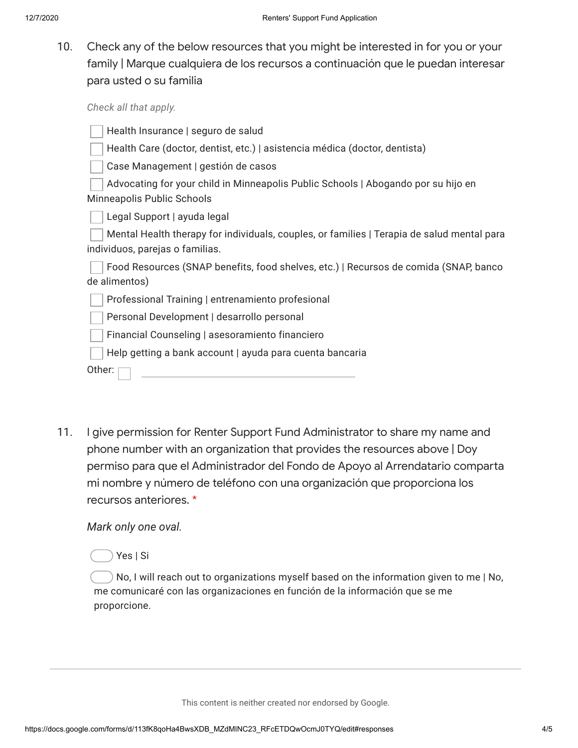10. Check any of the below resources that you might be interested in for you or your family | Marque cualquiera de los recursos a continuación que le puedan interesar para usted o su familia

*Check all that apply.*

- [ ] Health Insurance | seguro de salud
- [ ] Health Care (doctor, dentist, etc.) | asistencia médica (doctor, dentista)
- [ ] Case Management | gestión de casos
- [ ] Advocating for your child in Minneapolis Public Schools | Abogando por su hijo en Minneapolis Public Schools
- [ ] Legal Support | ayuda legal
- [ ] Mental Health therapy for individuals, couples, or families | Terapia de salud mental para individuos, parejas o familias.
- [ ] Food Resources (SNAP benefits, food shelves, etc.) | Recursos de comida (SNAP, banco de alimentos)
- [ ] Professional Training | entrenamiento profesional
- [ ] Personal Development | desarrollo personal
- [ ] Financial Counseling | asesoramiento financiero
- [ ] Help getting a bank account | ayuda para cuenta bancaria

Other: [ ] ______________________________

11. I give permission for Renter Support Fund Administrator to share my name and phone number with an organization that provides the resources above | Doy permiso para que el Administrador del Fondo de Apoyo al Arrendatario comparta mi nombre y número de teléfono con una organización que proporciona los recursos anteriores. *

*Mark only one oval.*

- ( ) Yes | Si
- ( ) No, I will reach out to organizations myself based on the information given to me | No, me comunicaré con las organizaciones en función de la información que se me proporcione.

This content is neither created nor endorsed by Google.